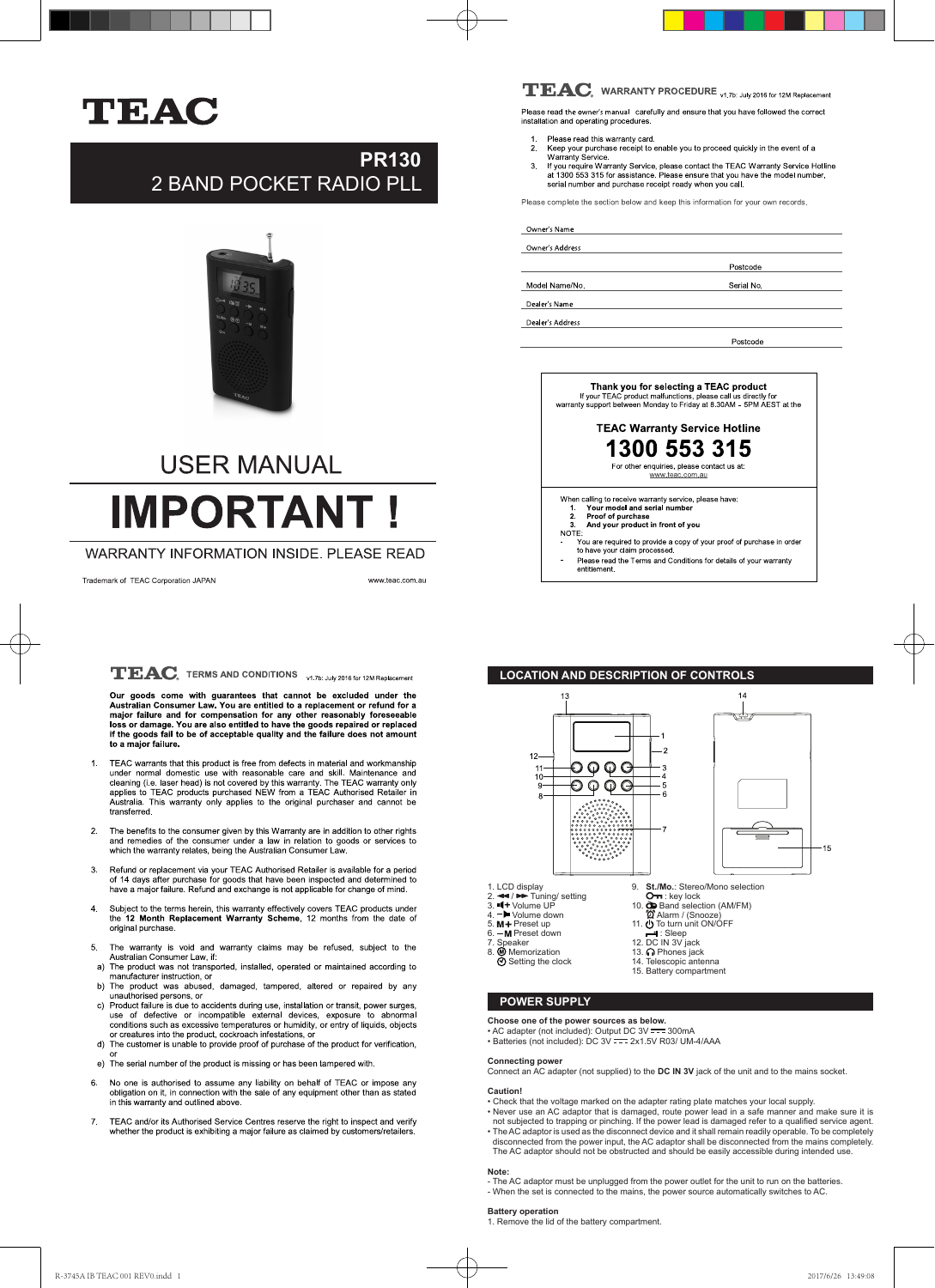# TEAC

## PR130
## 2 BAND POCKET RADIO PLL

# USER MANUAL

# IMPORTANT !

WARRANTY INFORMATION INSIDE. PLEASE READ

Trademark of TEAC Corporation JAPAN

www.teac.com.au

## TEAC WARRANTY PROCEDURE v1.7b: July 2016 for 12M Replacement

Please read the owner's manual carefully and ensure that you have followed the correct installation and operating procedures.

1. Please read this warranty card.
2. Keep your purchase receipt to enable you to proceed quickly in the event of a Warranty Service.
3. If you require Warranty Service, please contact the TEAC Warranty Service Hotline at 1300 553 315 for assistance. Please ensure that you have the model number, serial number and purchase receipt ready when you call.

Please complete the section below and keep this information for your own records.

Owner's Name

Owner's Address

Postcode

Model Name/No. Serial No.

Dealer's Name

Dealer's Address

Postcode

**Thank you for selecting a TEAC product**

If your TEAC product malfunctions, please call us directly for warranty support between Monday to Friday at 8.30AM - 5PM AEST at the

**TEAC Warranty Service Hotline**

# 1300 553 315

For other enquiries, please contact us at: www.teac.com.au

When calling to receive warranty service, please have:

1. **Your model and serial number**
2. **Proof of purchase**
3. **And your product in front of you**

NOTE:

- You are required to provide a copy of your proof of purchase in order to have your claim processed.
- Please read the Terms and Conditions for details of your warranty entitlement.

## TEAC TERMS AND CONDITIONS v1.7b: July 2016 for 12M Replacement

**Our goods come with guarantees that cannot be excluded under the Australian Consumer Law. You are entitled to a replacement or refund for a major failure and for compensation for any other reasonably foreseeable loss or damage. You are also entitled to have the goods repaired or replaced if the goods fail to be of acceptable quality and the failure does not amount to a major failure.**

1. TEAC warrants that this product is free from defects in material and workmanship under normal domestic use with reasonable care and skill. Maintenance and cleaning (i.e. laser head) is not covered by this warranty. The TEAC warranty only applies to TEAC products purchased NEW from a TEAC Authorised Retailer in Australia. This warranty only applies to the original purchaser and cannot be transferred.

2. The benefits to the consumer given by this Warranty are in addition to other rights and remedies of the consumer under a law in relation to goods or services to which the warranty relates, being the Australian Consumer Law.

3. Refund or replacement via your TEAC Authorised Retailer is available for a period of 14 days after purchase for goods that have been inspected and determined to have a major failure. Refund and exchange is not applicable for change of mind.

4. Subject to the terms herein, this warranty effectively covers TEAC products under the **12 Month Replacement Warranty Scheme**, 12 months from the date of original purchase.

5. The warranty is void and warranty claims may be refused, subject to the Australian Consumer Law, if:
   a) The product was not transported, installed, operated or maintained according to manufacturer instruction, or
   b) The product was abused, damaged, tampered, altered or repaired by any unauthorised persons, or
   c) Product failure is due to accidents during use, installation or transit, power surges, use of defective or incompatible external devices, exposure to abnormal conditions such as excessive temperatures or humidity, or entry of liquids, objects or creatures into the product, cockroach infestations, or
   d) The customer is unable to provide proof of purchase of the product for verification, or
   e) The serial number of the product is missing or has been tampered with.

6. No one is authorised to assume any liability on behalf of TEAC or impose any obligation on it, in connection with the sale of any equipment other than as stated in this warranty and outlined above.

7. TEAC and/or its Authorised Service Centres reserve the right to inspect and verify whether the product is exhibiting a major failure as claimed by customers/retailers.

## LOCATION AND DESCRIPTION OF CONTROLS

1. LCD display
2. ◄◄ / ►► Tuning/ setting
3. ◄+ Volume UP
4. –◄ Volume down
5. M+ Preset up
6. – M Preset down
7. Speaker
8. Ⓜ Memorization
   Setting the clock
9. St./Mo.: Stereo/Mono selection
   : key lock
10. Band selection (AM/FM)
    Alarm / (Snooze)
11. ⏻ To turn unit ON/OFF
    : Sleep
12. DC IN 3V jack
13. Phones jack
14. Telescopic antenna
15. Battery compartment

## POWER SUPPLY

**Choose one of the power sources as below.**

- AC adapter (not included): Output DC 3V 300mA
- Batteries (not included): DC 3V 2x1.5V R03/ UM-4/AAA

**Connecting power**

Connect an AC adapter (not supplied) to the **DC IN 3V** jack of the unit and to the mains socket.

**Caution!**

- Check that the voltage marked on the adapter rating plate matches your local supply.
- Never use an AC adaptor that is damaged, route power lead in a safe manner and make sure it is not subjected to trapping or pinching. If the power lead is damaged refer to a qualified service agent.
- The AC adaptor is used as the disconnect device and it shall remain readily operable. To be completely disconnected from the power input, the AC adaptor shall be disconnected from the mains completely. The AC adaptor should not be obstructed and should be easily accessible during intended use.

**Note:**

- The AC adaptor must be unplugged from the power outlet for the unit to run on the batteries.
- When the set is connected to the mains, the power source automatically switches to AC.

**Battery operation**

1. Remove the lid of the battery compartment.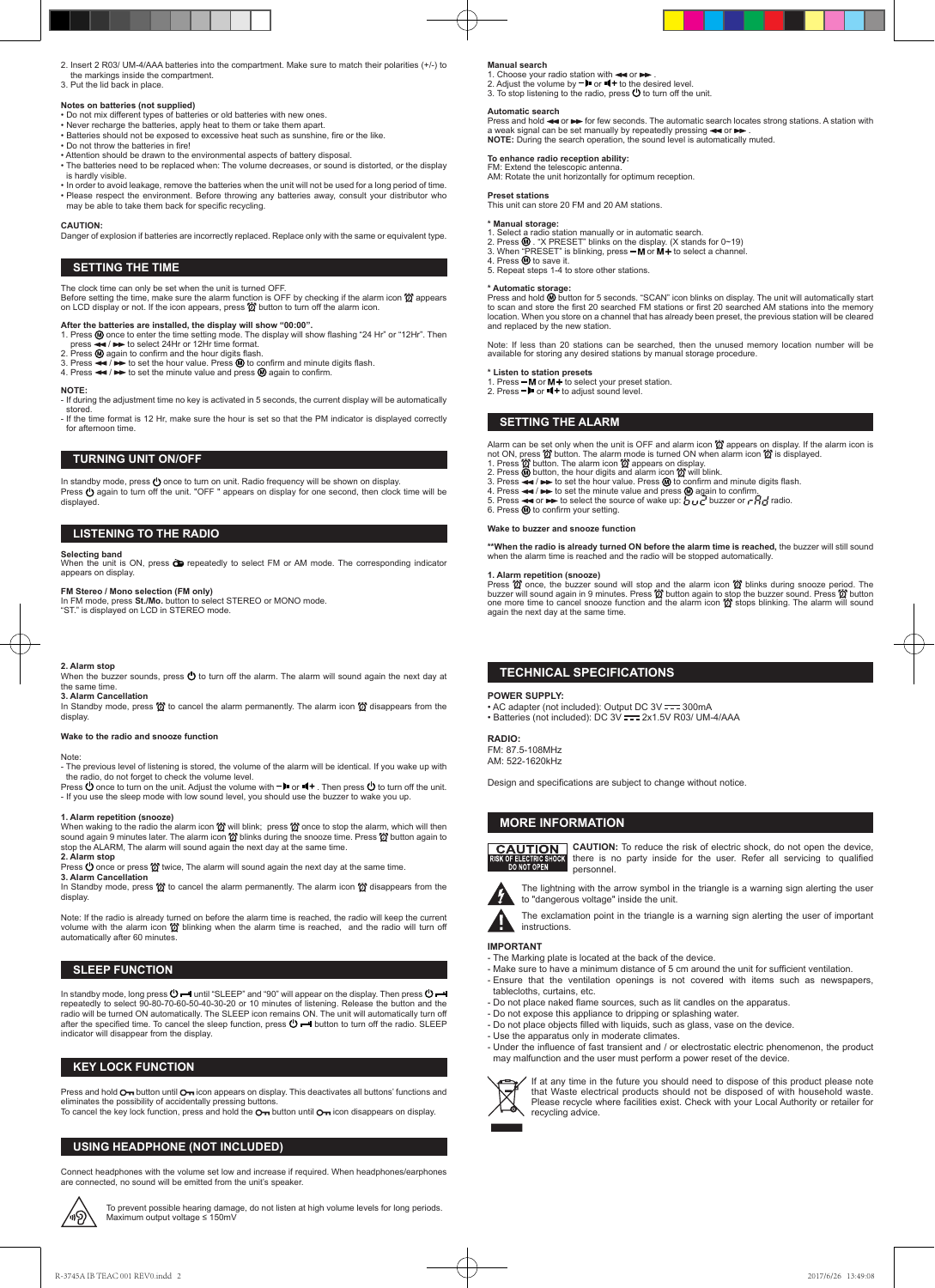2. Insert 2 R03/ UM-4/AAA batteries into the compartment. Make sure to match their polarities (+/-) to the markings inside the compartment.
3. Put the lid back in place.

**Notes on batteries (not supplied)**

- Do not mix different types of batteries or old batteries with new ones.
- Never recharge the batteries, apply heat to them or take them apart.
- Batteries should not be exposed to excessive heat such as sunshine, fire or the like.
- Do not throw the batteries in fire!
- Attention should be drawn to the environmental aspects of battery disposal.
- The batteries need to be replaced when: The volume decreases, or sound is distorted, or the display is hardly visible.
- In order to avoid leakage, remove the batteries when the unit will not be used for a long period of time.
- Please respect the environment. Before throwing any batteries away, consult your distributor who may be able to take them back for specific recycling.

**CAUTION:**
Danger of explosion if batteries are incorrectly replaced. Replace only with the same or equivalent type.

## SETTING THE TIME

The clock time can only be set when the unit is turned OFF.
Before setting the time, make sure the alarm function is OFF by checking if the alarm icon appears on LCD display or not. If the icon appears, press button to turn off the alarm icon.

**After the batteries are installed, the display will show "00:00".**

1. Press Ⓜ once to enter the time setting mode. The display will show flashing "24 Hr" or "12Hr". Then press ◄◄ / ►► to select 24Hr or 12Hr time format.
2. Press Ⓜ again to confirm and the hour digits flash.
3. Press ◄◄ / ►► to set the hour value. Press Ⓜ to confirm and minute digits flash.
4. Press ◄◄ / ►► to set the minute value and press Ⓜ again to confirm.

**NOTE:**

- If during the adjustment time no key is activated in 5 seconds, the current display will be automatically stored.
- If the time format is 12 Hr, make sure the hour is set so that the PM indicator is displayed correctly for afternoon time.

## TURNING UNIT ON/OFF

In standby mode, press ⏻ once to turn on unit. Radio frequency will be shown on display.
Press ⏻ again to turn off the unit. "OFF " appears on display for one second, then clock time will be displayed.

## LISTENING TO THE RADIO

**Selecting band**
When the unit is ON, press repeatedly to select FM or AM mode. The corresponding indicator appears on display.

**FM Stereo / Mono selection (FM only)**
In FM mode, press **St./Mo.** button to select STEREO or MONO mode.
"ST." is displayed on LCD in STEREO mode.

**2. Alarm stop**
When the buzzer sounds, press ⏻ to turn off the alarm. The alarm will sound again the next day at the same time.
**3. Alarm Cancellation**
In Standby mode, press to cancel the alarm permanently. The alarm icon disappears from the display.

**Wake to the radio and snooze function**

Note:
- The previous level of listening is stored, the volume of the alarm will be identical. If you wake up with the radio, do not forget to check the volume level.
Press ⏻ once to turn on the unit. Adjust the volume with − or +. Then press ⏻ to turn off the unit.
- If you use the sleep mode with low sound level, you should use the buzzer to wake you up.

**1. Alarm repetition (snooze)**
When waking to the radio the alarm icon will blink; press once to stop the alarm, which will then sound again 9 minutes later. The alarm icon blinks during the snooze time. Press button again to stop the ALARM, The alarm will sound again the next day at the same time.
**2. Alarm stop**
Press ⏻ once or press twice, The alarm will sound again the next day at the same time.
**3. Alarm Cancellation**
In Standby mode, press to cancel the alarm permanently. The alarm icon disappears from the display.

Note: If the radio is already turned on before the alarm time is reached, the radio will keep the current volume with the alarm icon blinking when the alarm time is reached, and the radio will turn off automatically after 60 minutes.

## SLEEP FUNCTION

In standby mode, long press ⏻ until "SLEEP" and "90" will appear on the display. Then press ⏻ repeatedly to select 90-80-70-60-50-40-30-20 or 10 minutes of listening. Release the button and the radio will be turned ON automatically. The SLEEP icon remains ON. The unit will automatically turn off after the specified time. To cancel the sleep function, press ⏻ button to turn off the radio. SLEEP indicator will disappear from the display.

## KEY LOCK FUNCTION

Press and hold button until icon appears on display. This deactivates all buttons' functions and eliminates the possibility of accidentally pressing buttons.
To cancel the key lock function, press and hold the button until icon disappears on display.

## USING HEADPHONE (NOT INCLUDED)

Connect headphones with the volume set low and increase if required. When headphones/earphones are connected, no sound will be emitted from the unit's speaker.

To prevent possible hearing damage, do not listen at high volume levels for long periods.
Maximum output voltage ≤ 150mV

**Manual search**

1. Choose your radio station with ◄◄ or ►►.
2. Adjust the volume by − or + to the desired level.
3. To stop listening to the radio, press ⏻ to turn off the unit.

**Automatic search**
Press and hold ◄◄ or ►► for few seconds. The automatic search locates strong stations. A station with a weak signal can be set manually by repeatedly pressing ◄◄ or ►►.
**NOTE:** During the search operation, the sound level is automatically muted.

**To enhance radio reception ability:**
FM: Extend the telescopic antenna.
AM: Rotate the unit horizontally for optimum reception.

**Preset stations**
This unit can store 20 FM and 20 AM stations.

**\* Manual storage:**

1. Select a radio station manually or in automatic search.
2. Press Ⓜ. "X PRESET" blinks on the display. (X stands for 0~19)
3. When "PRESET" is blinking, press −M or M+ to select a channel.
4. Press Ⓜ to save it.
5. Repeat steps 1-4 to store other stations.

**\* Automatic storage:**
Press and hold Ⓜ button for 5 seconds. "SCAN" icon blinks on display. The unit will automatically start to scan and store the first 20 searched FM stations or first 20 searched AM stations into the memory location. When you store on a channel that has already been preset, the previous station will be cleared and replaced by the new station.

Note: If less than 20 stations can be searched, then the unused memory location number will be available for storing any desired stations by manual storage procedure.

**\* Listen to station presets**

1. Press −M or M+ to select your preset station.
2. Press − or + to adjust sound level.

## SETTING THE ALARM

Alarm can be set only when the unit is OFF and alarm icon appears on display. If the alarm icon is not ON, press button. The alarm mode is turned ON when alarm icon is displayed.

1. Press button. The alarm icon appears on display.
2. Press Ⓜ button, the hour digits and alarm icon will blink.
3. Press ◄◄ / ►► to set the hour value. Press Ⓜ to confirm and minute digits flash.
4. Press ◄◄ / ►► to set the minute value and press Ⓜ again to confirm.
5. Press ◄◄ or ►► to select the source of wake up: buzzer or radio.
6. Press Ⓜ to confirm your setting.

**Wake to buzzer and snooze function**

**\*\*When the radio is already turned ON before the alarm time is reached,** the buzzer will still sound when the alarm time is reached and the radio will be stopped automatically.

**1. Alarm repetition (snooze)**
Press once, the buzzer sound will stop and the alarm icon blinks during snooze period. The buzzer will sound again in 9 minutes. Press button again to stop the buzzer sound. Press button one more time to cancel snooze function and the alarm icon stops blinking. The alarm will sound again the next day at the same time.

## TECHNICAL SPECIFICATIONS

**POWER SUPPLY:**

- AC adapter (not included): Output DC 3V ⎓ 300mA
- Batteries (not included): DC 3V ⎓ 2x1.5V R03/ UM-4/AAA

**RADIO:**
FM: 87.5-108MHz
AM: 522-1620kHz

Design and specifications are subject to change without notice.

## MORE INFORMATION

CAUTION
RISK OF ELECTRIC SHOCK
DO NOT OPEN

**CAUTION:** To reduce the risk of electric shock, do not open the device, there is no party inside for the user. Refer all servicing to qualified personnel.

The lightning with the arrow symbol in the triangle is a warning sign alerting the user to "dangerous voltage" inside the unit.

The exclamation point in the triangle is a warning sign alerting the user of important instructions.

**IMPORTANT**

- The Marking plate is located at the back of the device.
- Make sure to have a minimum distance of 5 cm around the unit for sufficient ventilation.
- Ensure that the ventilation openings is not covered with items such as newspapers, tablecloths, curtains, etc.
- Do not place naked flame sources, such as lit candles on the apparatus.
- Do not expose this appliance to dripping or splashing water.
- Do not place objects filled with liquids, such as glass, vase on the device.
- Use the apparatus only in moderate climates.
- Under the influence of fast transient and / or electrostatic electric phenomenon, the product may malfunction and the user must perform a power reset of the device.

If at any time in the future you should need to dispose of this product please note that Waste electrical products should not be disposed of with household waste. Please recycle where facilities exist. Check with your Local Authority or retailer for recycling advice.